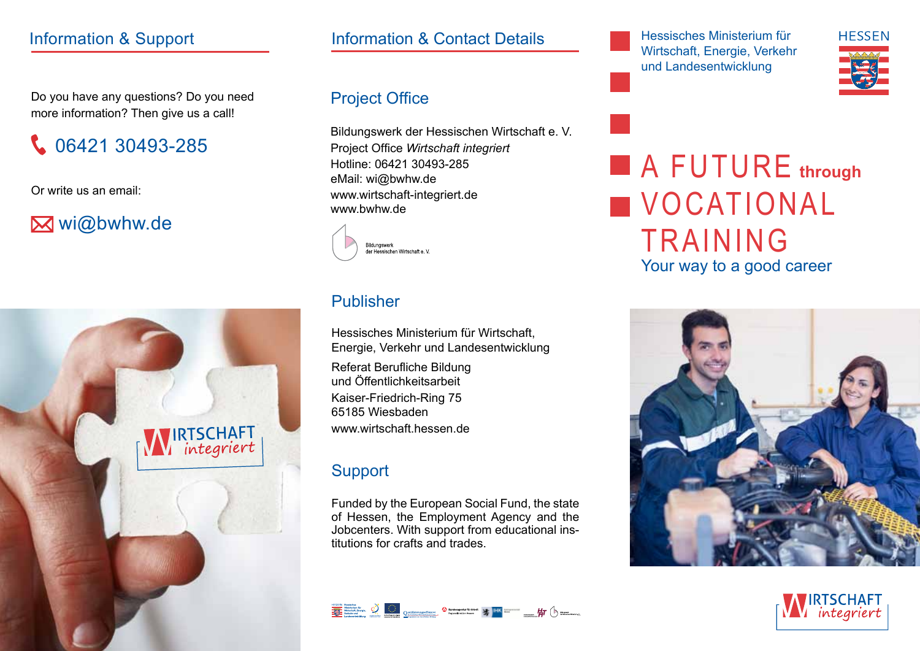## Information & Support

Do you have any questions? Do you need more information? Then give us a call!

06421 30493-285

Or write us an email:

wi@bwhw.de

WIRTSCHAFT *integriert*

## Information & Contact Details

### Project Office

Bildungswerk der Hessischen Wirtschaft e. V.
Project Office *Wirtschaft integriert*
Hotline: 06421 30493-285
eMail: wi@bwhw.de
www.wirtschaft-integriert.de
www.bwhw.de

Bildungswerk der Hessischen Wirtschaft e. V.

### Publisher

Hessisches Ministerium für Wirtschaft, Energie, Verkehr und Landesentwicklung

Referat Berufliche Bildung und Öffentlichkeitsarbeit

Kaiser-Friedrich-Ring 75
65185 Wiesbaden

www.wirtschaft.hessen.de

### Support

Funded by the European Social Fund, the state of Hessen, the Employment Agency and the Jobcenters. With support from educational institutions for crafts and trades.

Hessisches Ministerium für Wirtschaft, Energie, Verkehr und Landesentwicklung

HESSEN

# A FUTURE through VOCATIONAL TRAINING

Your way to a good career

WIRTSCHAFT *integriert*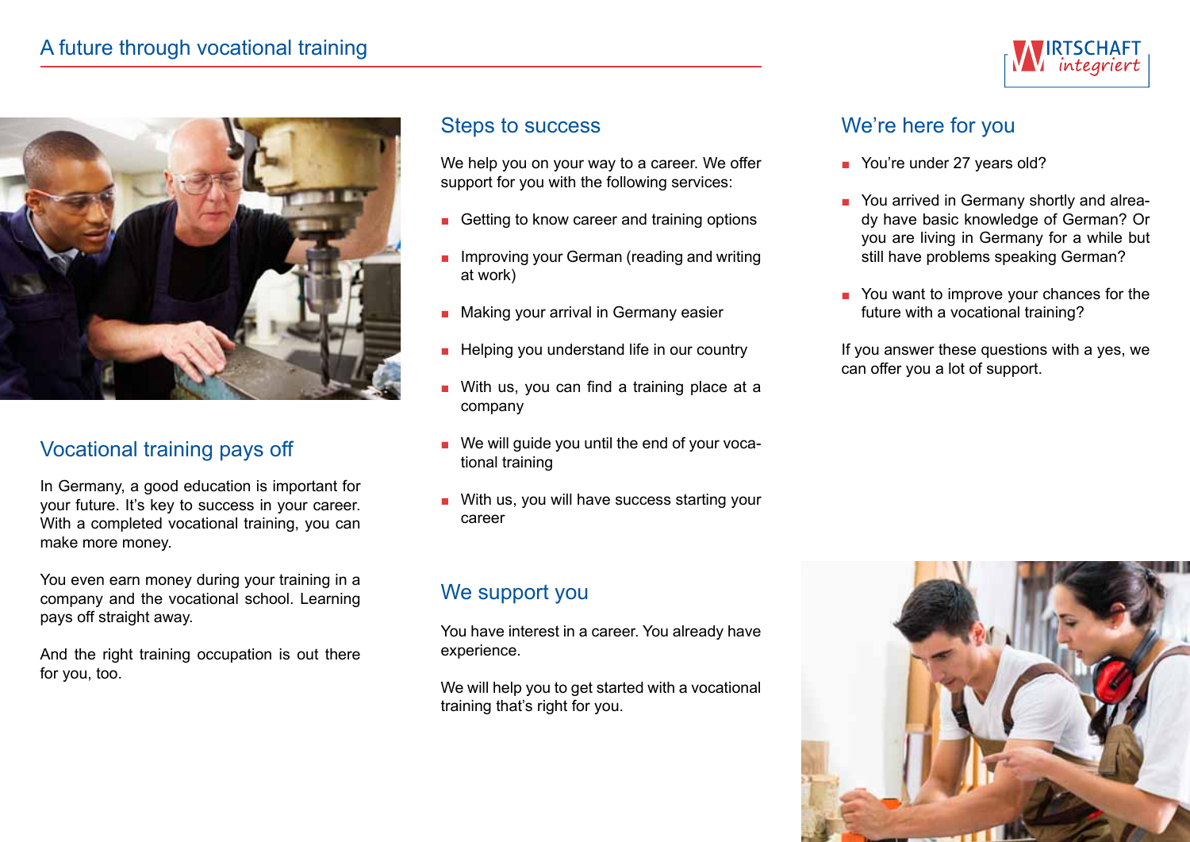# A future through vocational training

## Vocational training pays off

In Germany, a good education is important for your future. It's key to success in your career. With a completed vocational training, you can make more money.

You even earn money during your training in a company and the vocational school. Learning pays off straight away.

And the right training occupation is out there for you, too.

## Steps to success

We help you on your way to a career. We offer support for you with the following services:

- Getting to know career and training options
- Improving your German (reading and writing at work)
- Making your arrival in Germany easier
- Helping you understand life in our country
- With us, you can find a training place at a company
- We will guide you until the end of your vocational training
- With us, you will have success starting your career

## We support you

You have interest in a career. You already have experience.

We will help you to get started with a vocational training that's right for you.

## We're here for you

- You're under 27 years old?
- You arrived in Germany shortly and already have basic knowledge of German? Or you are living in Germany for a while but still have problems speaking German?
- You want to improve your chances for the future with a vocational training?

If you answer these questions with a yes, we can offer you a lot of support.